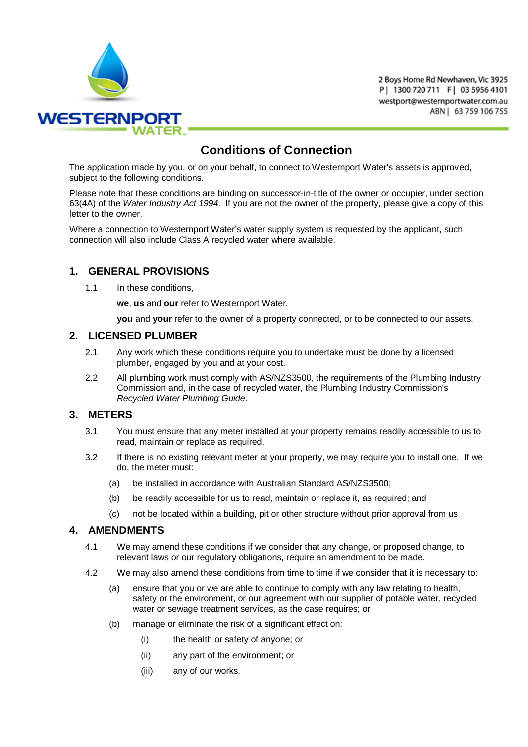WESTERNPORT WATER

2 Boys Home Rd Newhaven, Vic 3925
P | 1300 720 711 F | 03 5956 4101
westport@westernportwater.com.au
ABN | 63 759 106 755

# Conditions of Connection

The application made by you, or on your behalf, to connect to Westernport Water's assets is approved, subject to the following conditions.

Please note that these conditions are binding on successor-in-title of the owner or occupier, under section 63(4A) of the *Water Industry Act 1994*. If you are not the owner of the property, please give a copy of this letter to the owner.

Where a connection to Westernport Water's water supply system is requested by the applicant, such connection will also include Class A recycled water where available.

## 1. GENERAL PROVISIONS

1.1 In these conditions,

**we**, **us** and **our** refer to Westernport Water.

**you** and **your** refer to the owner of a property connected, or to be connected to our assets.

## 2. LICENSED PLUMBER

2.1 Any work which these conditions require you to undertake must be done by a licensed plumber, engaged by you and at your cost.

2.2 All plumbing work must comply with AS/NZS3500, the requirements of the Plumbing Industry Commission and, in the case of recycled water, the Plumbing Industry Commission's *Recycled Water Plumbing Guide*.

## 3. METERS

3.1 You must ensure that any meter installed at your property remains readily accessible to us to read, maintain or replace as required.

3.2 If there is no existing relevant meter at your property, we may require you to install one. If we do, the meter must:

- (a) be installed in accordance with Australian Standard AS/NZS3500;
- (b) be readily accessible for us to read, maintain or replace it, as required; and
- (c) not be located within a building, pit or other structure without prior approval from us

## 4. AMENDMENTS

4.1 We may amend these conditions if we consider that any change, or proposed change, to relevant laws or our regulatory obligations, require an amendment to be made.

4.2 We may also amend these conditions from time to time if we consider that it is necessary to:

- (a) ensure that you or we are able to continue to comply with any law relating to health, safety or the environment, or our agreement with our supplier of potable water, recycled water or sewage treatment services, as the case requires; or
- (b) manage or eliminate the risk of a significant effect on:
  - (i) the health or safety of anyone; or
  - (ii) any part of the environment; or
  - (iii) any of our works.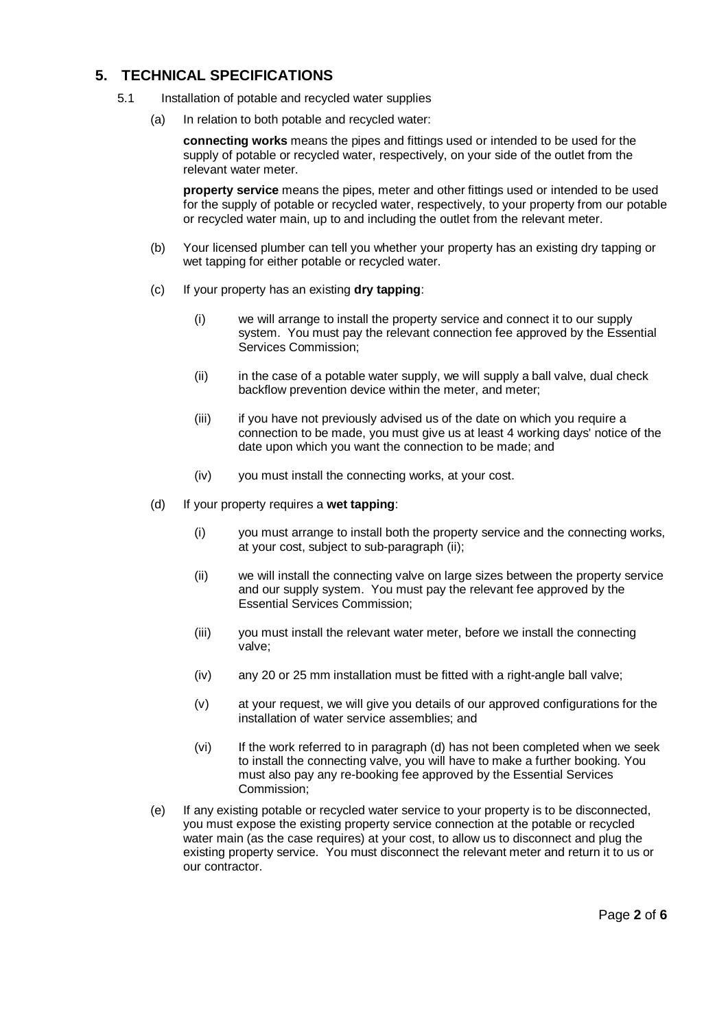## 5. TECHNICAL SPECIFICATIONS

5.1 Installation of potable and recycled water supplies

(a) In relation to both potable and recycled water:

**connecting works** means the pipes and fittings used or intended to be used for the supply of potable or recycled water, respectively, on your side of the outlet from the relevant water meter.

**property service** means the pipes, meter and other fittings used or intended to be used for the supply of potable or recycled water, respectively, to your property from our potable or recycled water main, up to and including the outlet from the relevant meter.

(b) Your licensed plumber can tell you whether your property has an existing dry tapping or wet tapping for either potable or recycled water.

(c) If your property has an existing **dry tapping**:

(i) we will arrange to install the property service and connect it to our supply system. You must pay the relevant connection fee approved by the Essential Services Commission;

(ii) in the case of a potable water supply, we will supply a ball valve, dual check backflow prevention device within the meter, and meter;

(iii) if you have not previously advised us of the date on which you require a connection to be made, you must give us at least 4 working days' notice of the date upon which you want the connection to be made; and

(iv) you must install the connecting works, at your cost.

(d) If your property requires a **wet tapping**:

(i) you must arrange to install both the property service and the connecting works, at your cost, subject to sub-paragraph (ii);

(ii) we will install the connecting valve on large sizes between the property service and our supply system. You must pay the relevant fee approved by the Essential Services Commission;

(iii) you must install the relevant water meter, before we install the connecting valve;

(iv) any 20 or 25 mm installation must be fitted with a right-angle ball valve;

(v) at your request, we will give you details of our approved configurations for the installation of water service assemblies; and

(vi) If the work referred to in paragraph (d) has not been completed when we seek to install the connecting valve, you will have to make a further booking. You must also pay any re-booking fee approved by the Essential Services Commission;

(e) If any existing potable or recycled water service to your property is to be disconnected, you must expose the existing property service connection at the potable or recycled water main (as the case requires) at your cost, to allow us to disconnect and plug the existing property service. You must disconnect the relevant meter and return it to us or our contractor.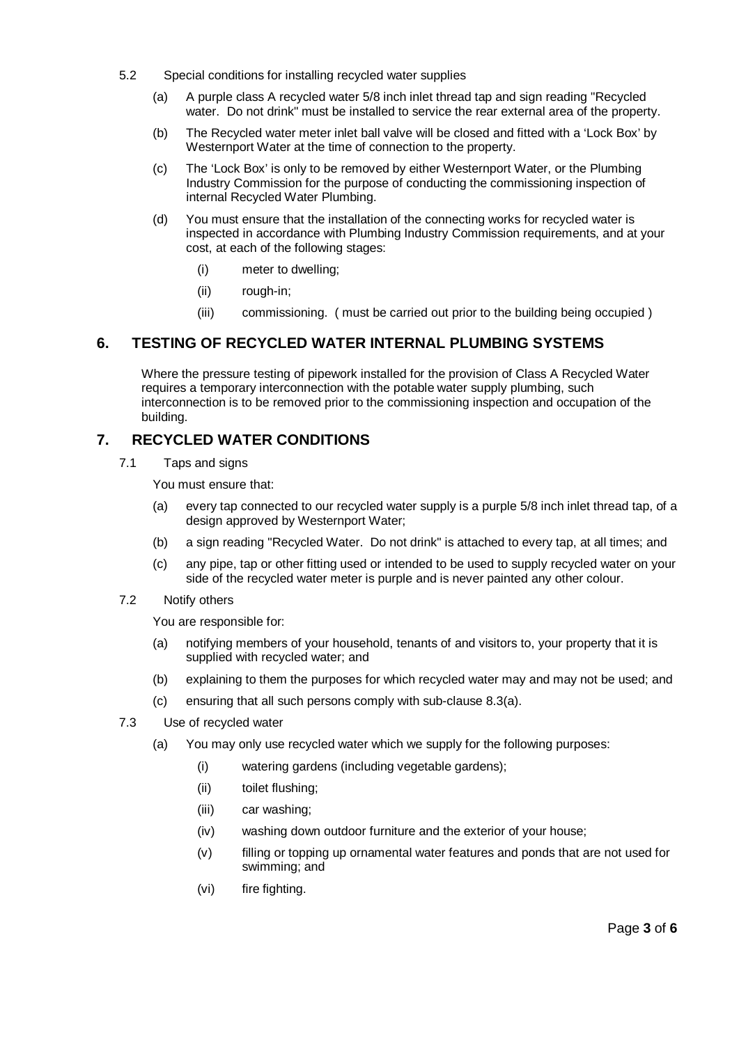5.2 Special conditions for installing recycled water supplies

- (a) A purple class A recycled water 5/8 inch inlet thread tap and sign reading "Recycled water. Do not drink" must be installed to service the rear external area of the property.
- (b) The Recycled water meter inlet ball valve will be closed and fitted with a 'Lock Box' by Westernport Water at the time of connection to the property.
- (c) The 'Lock Box' is only to be removed by either Westernport Water, or the Plumbing Industry Commission for the purpose of conducting the commissioning inspection of internal Recycled Water Plumbing.
- (d) You must ensure that the installation of the connecting works for recycled water is inspected in accordance with Plumbing Industry Commission requirements, and at your cost, at each of the following stages:
  - (i) meter to dwelling;
  - (ii) rough-in;
  - (iii) commissioning. ( must be carried out prior to the building being occupied )

## 6. TESTING OF RECYCLED WATER INTERNAL PLUMBING SYSTEMS

Where the pressure testing of pipework installed for the provision of Class A Recycled Water requires a temporary interconnection with the potable water supply plumbing, such interconnection is to be removed prior to the commissioning inspection and occupation of the building.

## 7. RECYCLED WATER CONDITIONS

7.1 Taps and signs

You must ensure that:

- (a) every tap connected to our recycled water supply is a purple 5/8 inch inlet thread tap, of a design approved by Westernport Water;
- (b) a sign reading "Recycled Water. Do not drink" is attached to every tap, at all times; and
- (c) any pipe, tap or other fitting used or intended to be used to supply recycled water on your side of the recycled water meter is purple and is never painted any other colour.

7.2 Notify others

You are responsible for:

- (a) notifying members of your household, tenants of and visitors to, your property that it is supplied with recycled water; and
- (b) explaining to them the purposes for which recycled water may and may not be used; and
- (c) ensuring that all such persons comply with sub-clause 8.3(a).

7.3 Use of recycled water

- (a) You may only use recycled water which we supply for the following purposes:
  - (i) watering gardens (including vegetable gardens);
  - (ii) toilet flushing;
  - (iii) car washing;
  - (iv) washing down outdoor furniture and the exterior of your house;
  - (v) filling or topping up ornamental water features and ponds that are not used for swimming; and
  - (vi) fire fighting.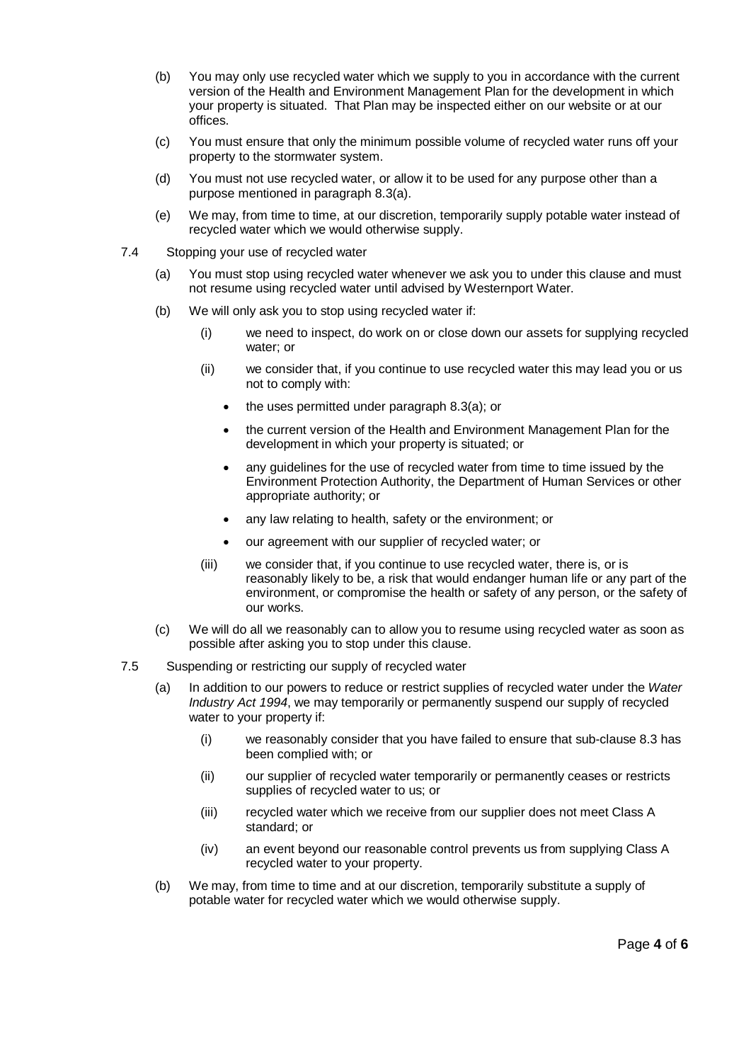(b) You may only use recycled water which we supply to you in accordance with the current version of the Health and Environment Management Plan for the development in which your property is situated. That Plan may be inspected either on our website or at our offices.

(c) You must ensure that only the minimum possible volume of recycled water runs off your property to the stormwater system.

(d) You must not use recycled water, or allow it to be used for any purpose other than a purpose mentioned in paragraph 8.3(a).

(e) We may, from time to time, at our discretion, temporarily supply potable water instead of recycled water which we would otherwise supply.

7.4 Stopping your use of recycled water

(a) You must stop using recycled water whenever we ask you to under this clause and must not resume using recycled water until advised by Westernport Water.

(b) We will only ask you to stop using recycled water if:

(i) we need to inspect, do work on or close down our assets for supplying recycled water; or

(ii) we consider that, if you continue to use recycled water this may lead you or us not to comply with:

- the uses permitted under paragraph 8.3(a); or
- the current version of the Health and Environment Management Plan for the development in which your property is situated; or
- any guidelines for the use of recycled water from time to time issued by the Environment Protection Authority, the Department of Human Services or other appropriate authority; or
- any law relating to health, safety or the environment; or
- our agreement with our supplier of recycled water; or

(iii) we consider that, if you continue to use recycled water, there is, or is reasonably likely to be, a risk that would endanger human life or any part of the environment, or compromise the health or safety of any person, or the safety of our works.

(c) We will do all we reasonably can to allow you to resume using recycled water as soon as possible after asking you to stop under this clause.

7.5 Suspending or restricting our supply of recycled water

(a) In addition to our powers to reduce or restrict supplies of recycled water under the *Water Industry Act 1994*, we may temporarily or permanently suspend our supply of recycled water to your property if:

(i) we reasonably consider that you have failed to ensure that sub-clause 8.3 has been complied with; or

(ii) our supplier of recycled water temporarily or permanently ceases or restricts supplies of recycled water to us; or

(iii) recycled water which we receive from our supplier does not meet Class A standard; or

(iv) an event beyond our reasonable control prevents us from supplying Class A recycled water to your property.

(b) We may, from time to time and at our discretion, temporarily substitute a supply of potable water for recycled water which we would otherwise supply.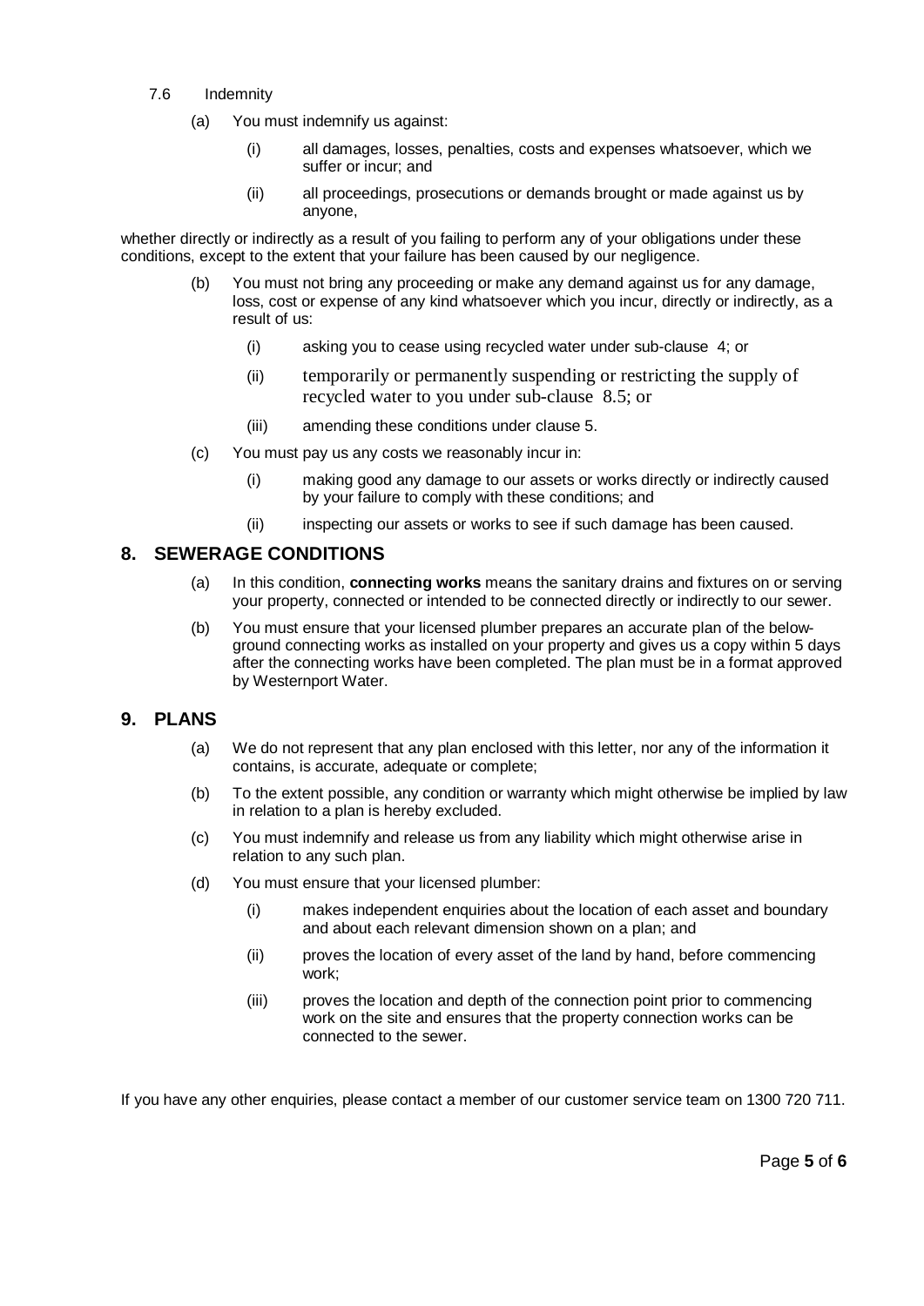7.6 Indemnity

(a) You must indemnify us against:

(i) all damages, losses, penalties, costs and expenses whatsoever, which we suffer or incur; and

(ii) all proceedings, prosecutions or demands brought or made against us by anyone,

whether directly or indirectly as a result of you failing to perform any of your obligations under these conditions, except to the extent that your failure has been caused by our negligence.

(b) You must not bring any proceeding or make any demand against us for any damage, loss, cost or expense of any kind whatsoever which you incur, directly or indirectly, as a result of us:

(i) asking you to cease using recycled water under sub-clause 4; or

(ii) temporarily or permanently suspending or restricting the supply of recycled water to you under sub-clause 8.5; or

(iii) amending these conditions under clause 5.

(c) You must pay us any costs we reasonably incur in:

(i) making good any damage to our assets or works directly or indirectly caused by your failure to comply with these conditions; and

(ii) inspecting our assets or works to see if such damage has been caused.

## 8. SEWERAGE CONDITIONS

(a) In this condition, **connecting works** means the sanitary drains and fixtures on or serving your property, connected or intended to be connected directly or indirectly to our sewer.

(b) You must ensure that your licensed plumber prepares an accurate plan of the below-ground connecting works as installed on your property and gives us a copy within 5 days after the connecting works have been completed. The plan must be in a format approved by Westernport Water.

## 9. PLANS

(a) We do not represent that any plan enclosed with this letter, nor any of the information it contains, is accurate, adequate or complete;

(b) To the extent possible, any condition or warranty which might otherwise be implied by law in relation to a plan is hereby excluded.

(c) You must indemnify and release us from any liability which might otherwise arise in relation to any such plan.

(d) You must ensure that your licensed plumber:

(i) makes independent enquiries about the location of each asset and boundary and about each relevant dimension shown on a plan; and

(ii) proves the location of every asset of the land by hand, before commencing work;

(iii) proves the location and depth of the connection point prior to commencing work on the site and ensures that the property connection works can be connected to the sewer.

If you have any other enquiries, please contact a member of our customer service team on 1300 720 711.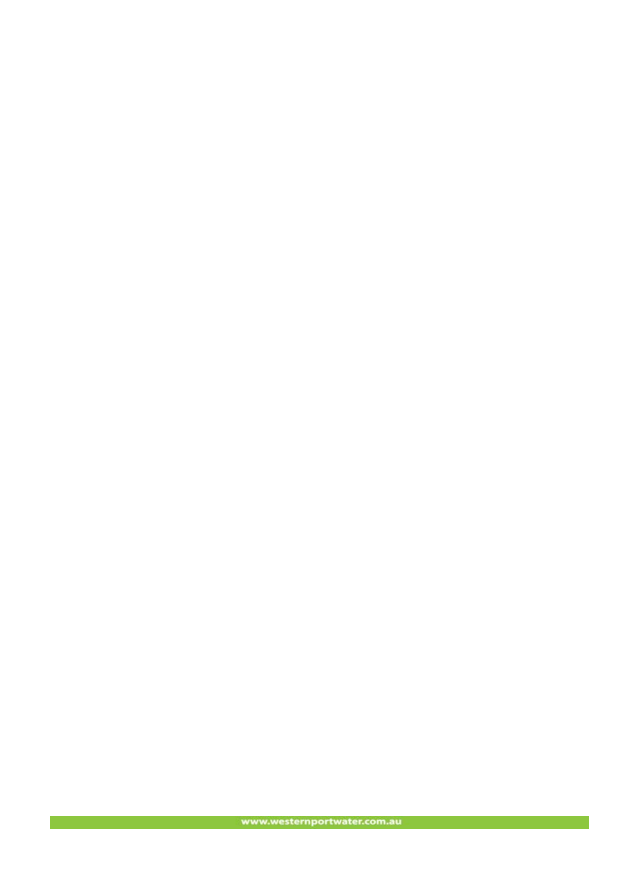www.westernportwater.com.au